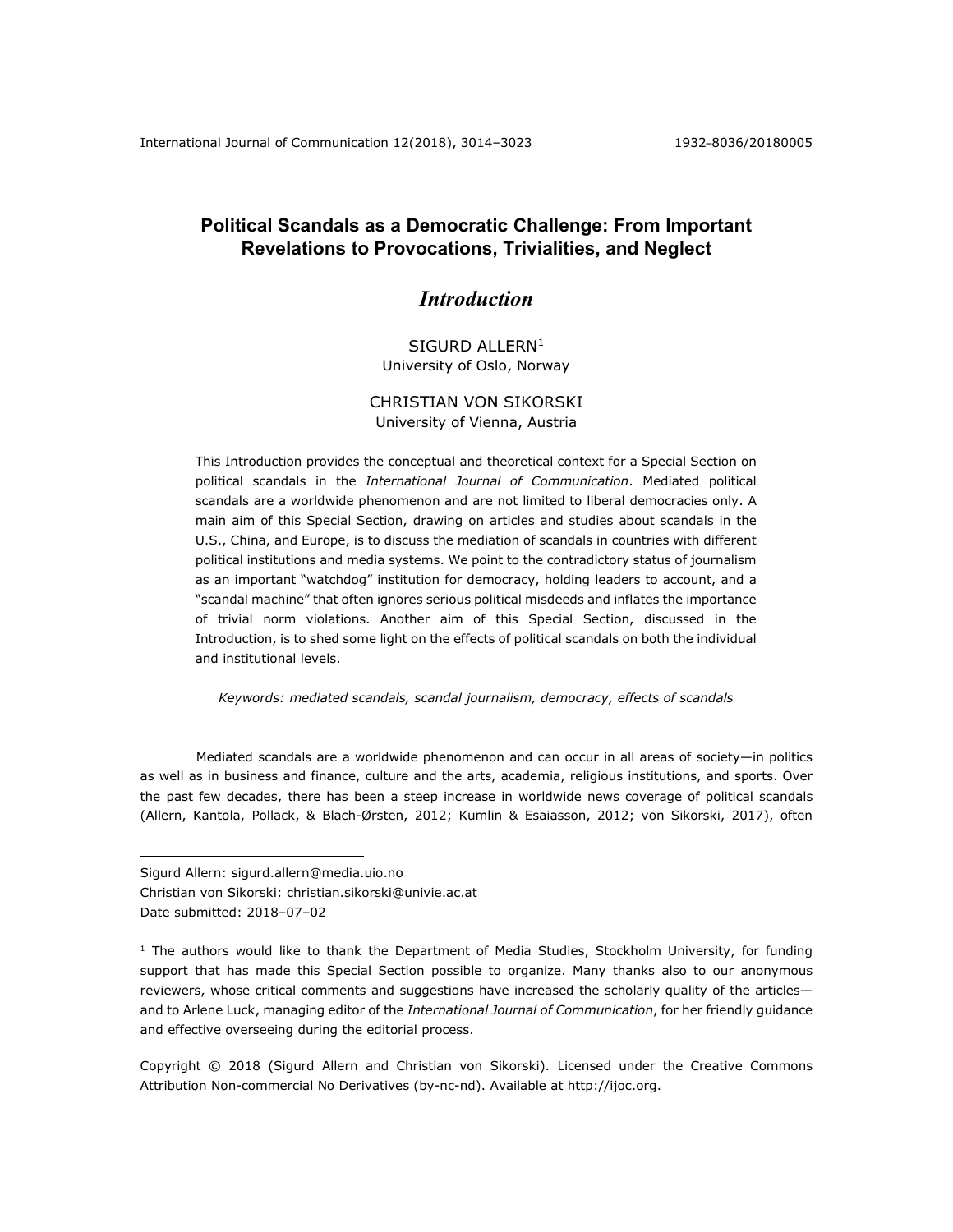# Political Scandals as a Democratic Challenge: From Important Revelations to Provocations, Trivialities, and Neglect

## *Introduction*

SIGURD ALLERN[1]
University of Oslo, Norway

CHRISTIAN VON SIKORSKI
University of Vienna, Austria

This Introduction provides the conceptual and theoretical context for a Special Section on political scandals in the *International Journal of Communication*. Mediated political scandals are a worldwide phenomenon and are not limited to liberal democracies only. A main aim of this Special Section, drawing on articles and studies about scandals in the U.S., China, and Europe, is to discuss the mediation of scandals in countries with different political institutions and media systems. We point to the contradictory status of journalism as an important "watchdog" institution for democracy, holding leaders to account, and a "scandal machine" that often ignores serious political misdeeds and inflates the importance of trivial norm violations. Another aim of this Special Section, discussed in the Introduction, is to shed some light on the effects of political scandals on both the individual and institutional levels.

*Keywords: mediated scandals, scandal journalism, democracy, effects of scandals*

Mediated scandals are a worldwide phenomenon and can occur in all areas of society—in politics as well as in business and finance, culture and the arts, academia, religious institutions, and sports. Over the past few decades, there has been a steep increase in worldwide news coverage of political scandals (Allern, Kantola, Pollack, & Blach-Ørsten, 2012; Kumlin & Esaiasson, 2012; von Sikorski, 2017), often

---

Sigurd Allern: sigurd.allern@media.uio.no
Christian von Sikorski: christian.sikorski@univie.ac.at
Date submitted: 2018–07–02

[1] The authors would like to thank the Department of Media Studies, Stockholm University, for funding support that has made this Special Section possible to organize. Many thanks also to our anonymous reviewers, whose critical comments and suggestions have increased the scholarly quality of the articles—and to Arlene Luck, managing editor of the *International Journal of Communication*, for her friendly guidance and effective overseeing during the editorial process.

Copyright © 2018 (Sigurd Allern and Christian von Sikorski). Licensed under the Creative Commons Attribution Non-commercial No Derivatives (by-nc-nd). Available at http://ijoc.org.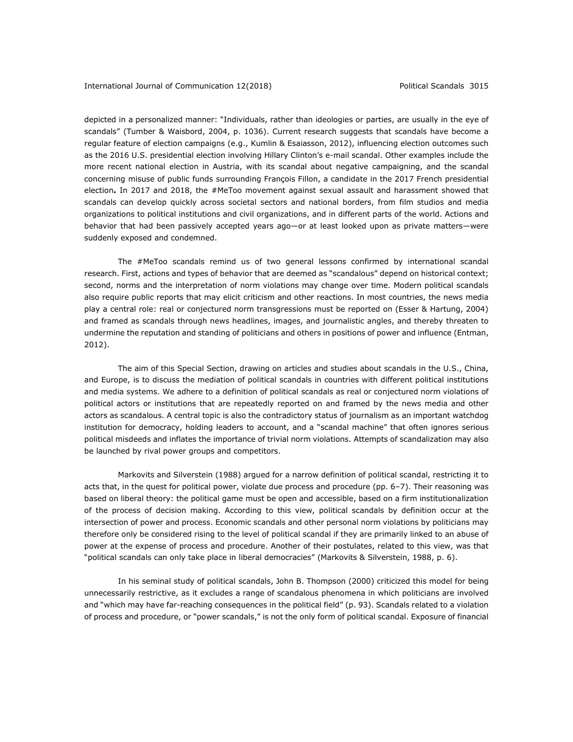depicted in a personalized manner: "Individuals, rather than ideologies or parties, are usually in the eye of scandals" (Tumber & Waisbord, 2004, p. 1036). Current research suggests that scandals have become a regular feature of election campaigns (e.g., Kumlin & Esaiasson, 2012), influencing election outcomes such as the 2016 U.S. presidential election involving Hillary Clinton's e-mail scandal. Other examples include the more recent national election in Austria, with its scandal about negative campaigning, and the scandal concerning misuse of public funds surrounding François Fillon, a candidate in the 2017 French presidential election**.** In 2017 and 2018, the #MeToo movement against sexual assault and harassment showed that scandals can develop quickly across societal sectors and national borders, from film studios and media organizations to political institutions and civil organizations, and in different parts of the world. Actions and behavior that had been passively accepted years ago—or at least looked upon as private matters—were suddenly exposed and condemned.

The #MeToo scandals remind us of two general lessons confirmed by international scandal research. First, actions and types of behavior that are deemed as "scandalous" depend on historical context; second, norms and the interpretation of norm violations may change over time. Modern political scandals also require public reports that may elicit criticism and other reactions. In most countries, the news media play a central role: real or conjectured norm transgressions must be reported on (Esser & Hartung, 2004) and framed as scandals through news headlines, images, and journalistic angles, and thereby threaten to undermine the reputation and standing of politicians and others in positions of power and influence (Entman, 2012).

The aim of this Special Section, drawing on articles and studies about scandals in the U.S., China, and Europe, is to discuss the mediation of political scandals in countries with different political institutions and media systems. We adhere to a definition of political scandals as real or conjectured norm violations of political actors or institutions that are repeatedly reported on and framed by the news media and other actors as scandalous. A central topic is also the contradictory status of journalism as an important watchdog institution for democracy, holding leaders to account, and a "scandal machine" that often ignores serious political misdeeds and inflates the importance of trivial norm violations. Attempts of scandalization may also be launched by rival power groups and competitors.

Markovits and Silverstein (1988) argued for a narrow definition of political scandal, restricting it to acts that, in the quest for political power, violate due process and procedure (pp. 6–7). Their reasoning was based on liberal theory: the political game must be open and accessible, based on a firm institutionalization of the process of decision making. According to this view, political scandals by definition occur at the intersection of power and process. Economic scandals and other personal norm violations by politicians may therefore only be considered rising to the level of political scandal if they are primarily linked to an abuse of power at the expense of process and procedure. Another of their postulates, related to this view, was that "political scandals can only take place in liberal democracies" (Markovits & Silverstein, 1988, p. 6).

In his seminal study of political scandals, John B. Thompson (2000) criticized this model for being unnecessarily restrictive, as it excludes a range of scandalous phenomena in which politicians are involved and "which may have far-reaching consequences in the political field" (p. 93). Scandals related to a violation of process and procedure, or "power scandals," is not the only form of political scandal. Exposure of financial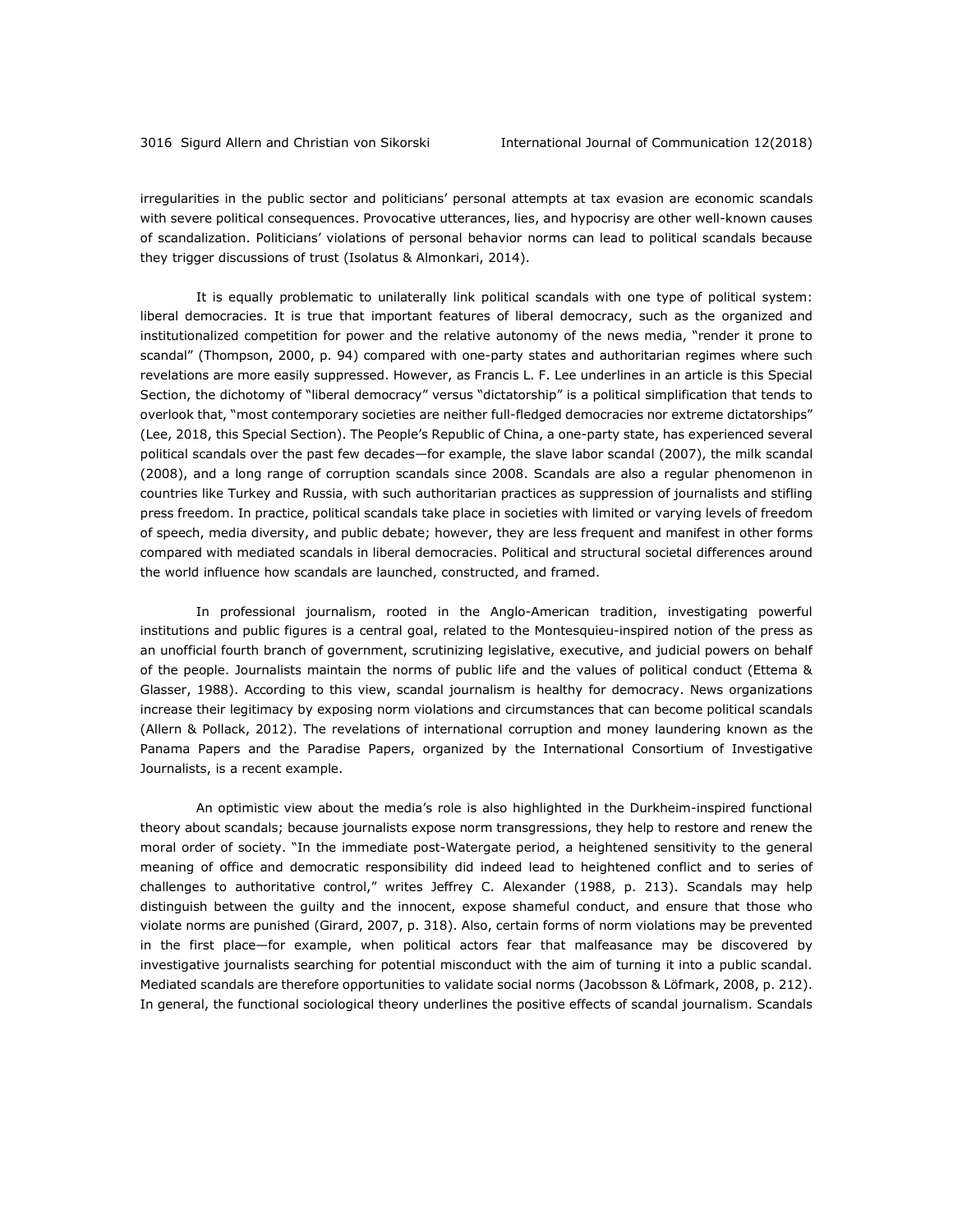irregularities in the public sector and politicians' personal attempts at tax evasion are economic scandals with severe political consequences. Provocative utterances, lies, and hypocrisy are other well-known causes of scandalization. Politicians' violations of personal behavior norms can lead to political scandals because they trigger discussions of trust (Isolatus & Almonkari, 2014).

It is equally problematic to unilaterally link political scandals with one type of political system: liberal democracies. It is true that important features of liberal democracy, such as the organized and institutionalized competition for power and the relative autonomy of the news media, "render it prone to scandal" (Thompson, 2000, p. 94) compared with one-party states and authoritarian regimes where such revelations are more easily suppressed. However, as Francis L. F. Lee underlines in an article is this Special Section, the dichotomy of "liberal democracy" versus "dictatorship" is a political simplification that tends to overlook that, "most contemporary societies are neither full-fledged democracies nor extreme dictatorships" (Lee, 2018, this Special Section). The People's Republic of China, a one-party state, has experienced several political scandals over the past few decades—for example, the slave labor scandal (2007), the milk scandal (2008), and a long range of corruption scandals since 2008. Scandals are also a regular phenomenon in countries like Turkey and Russia, with such authoritarian practices as suppression of journalists and stifling press freedom. In practice, political scandals take place in societies with limited or varying levels of freedom of speech, media diversity, and public debate; however, they are less frequent and manifest in other forms compared with mediated scandals in liberal democracies. Political and structural societal differences around the world influence how scandals are launched, constructed, and framed.

In professional journalism, rooted in the Anglo-American tradition, investigating powerful institutions and public figures is a central goal, related to the Montesquieu-inspired notion of the press as an unofficial fourth branch of government, scrutinizing legislative, executive, and judicial powers on behalf of the people. Journalists maintain the norms of public life and the values of political conduct (Ettema & Glasser, 1988). According to this view, scandal journalism is healthy for democracy. News organizations increase their legitimacy by exposing norm violations and circumstances that can become political scandals (Allern & Pollack, 2012). The revelations of international corruption and money laundering known as the Panama Papers and the Paradise Papers, organized by the International Consortium of Investigative Journalists, is a recent example.

An optimistic view about the media's role is also highlighted in the Durkheim-inspired functional theory about scandals; because journalists expose norm transgressions, they help to restore and renew the moral order of society. "In the immediate post-Watergate period, a heightened sensitivity to the general meaning of office and democratic responsibility did indeed lead to heightened conflict and to series of challenges to authoritative control," writes Jeffrey C. Alexander (1988, p. 213). Scandals may help distinguish between the guilty and the innocent, expose shameful conduct, and ensure that those who violate norms are punished (Girard, 2007, p. 318). Also, certain forms of norm violations may be prevented in the first place—for example, when political actors fear that malfeasance may be discovered by investigative journalists searching for potential misconduct with the aim of turning it into a public scandal. Mediated scandals are therefore opportunities to validate social norms (Jacobsson & Löfmark, 2008, p. 212). In general, the functional sociological theory underlines the positive effects of scandal journalism. Scandals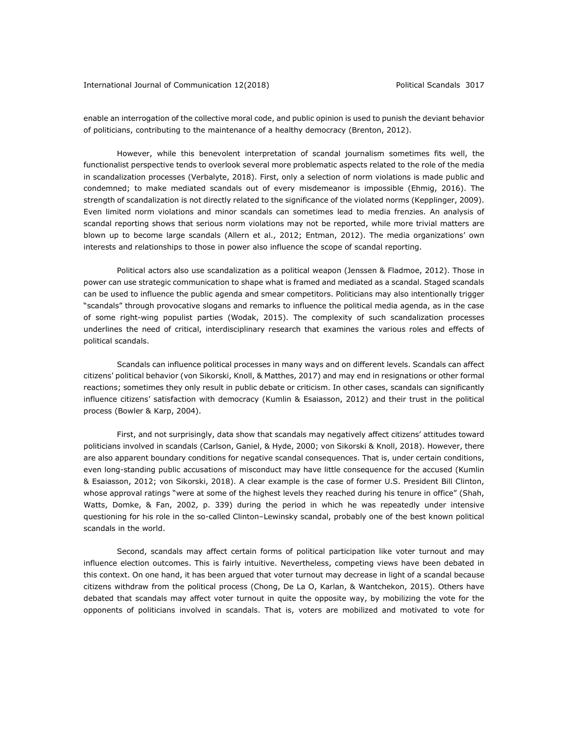enable an interrogation of the collective moral code, and public opinion is used to punish the deviant behavior of politicians, contributing to the maintenance of a healthy democracy (Brenton, 2012).

However, while this benevolent interpretation of scandal journalism sometimes fits well, the functionalist perspective tends to overlook several more problematic aspects related to the role of the media in scandalization processes (Verbalyte, 2018). First, only a selection of norm violations is made public and condemned; to make mediated scandals out of every misdemeanor is impossible (Ehmig, 2016). The strength of scandalization is not directly related to the significance of the violated norms (Kepplinger, 2009). Even limited norm violations and minor scandals can sometimes lead to media frenzies. An analysis of scandal reporting shows that serious norm violations may not be reported, while more trivial matters are blown up to become large scandals (Allern et al., 2012; Entman, 2012). The media organizations' own interests and relationships to those in power also influence the scope of scandal reporting.

Political actors also use scandalization as a political weapon (Jenssen & Fladmoe, 2012). Those in power can use strategic communication to shape what is framed and mediated as a scandal. Staged scandals can be used to influence the public agenda and smear competitors. Politicians may also intentionally trigger "scandals" through provocative slogans and remarks to influence the political media agenda, as in the case of some right-wing populist parties (Wodak, 2015). The complexity of such scandalization processes underlines the need of critical, interdisciplinary research that examines the various roles and effects of political scandals.

Scandals can influence political processes in many ways and on different levels. Scandals can affect citizens' political behavior (von Sikorski, Knoll, & Matthes, 2017) and may end in resignations or other formal reactions; sometimes they only result in public debate or criticism. In other cases, scandals can significantly influence citizens' satisfaction with democracy (Kumlin & Esaiasson, 2012) and their trust in the political process (Bowler & Karp, 2004).

First, and not surprisingly, data show that scandals may negatively affect citizens' attitudes toward politicians involved in scandals (Carlson, Ganiel, & Hyde, 2000; von Sikorski & Knoll, 2018). However, there are also apparent boundary conditions for negative scandal consequences. That is, under certain conditions, even long-standing public accusations of misconduct may have little consequence for the accused (Kumlin & Esaiasson, 2012; von Sikorski, 2018). A clear example is the case of former U.S. President Bill Clinton, whose approval ratings "were at some of the highest levels they reached during his tenure in office" (Shah, Watts, Domke, & Fan, 2002, p. 339) during the period in which he was repeatedly under intensive questioning for his role in the so-called Clinton–Lewinsky scandal, probably one of the best known political scandals in the world.

Second, scandals may affect certain forms of political participation like voter turnout and may influence election outcomes. This is fairly intuitive. Nevertheless, competing views have been debated in this context. On one hand, it has been argued that voter turnout may decrease in light of a scandal because citizens withdraw from the political process (Chong, De La O, Karlan, & Wantchekon, 2015). Others have debated that scandals may affect voter turnout in quite the opposite way, by mobilizing the vote for the opponents of politicians involved in scandals. That is, voters are mobilized and motivated to vote for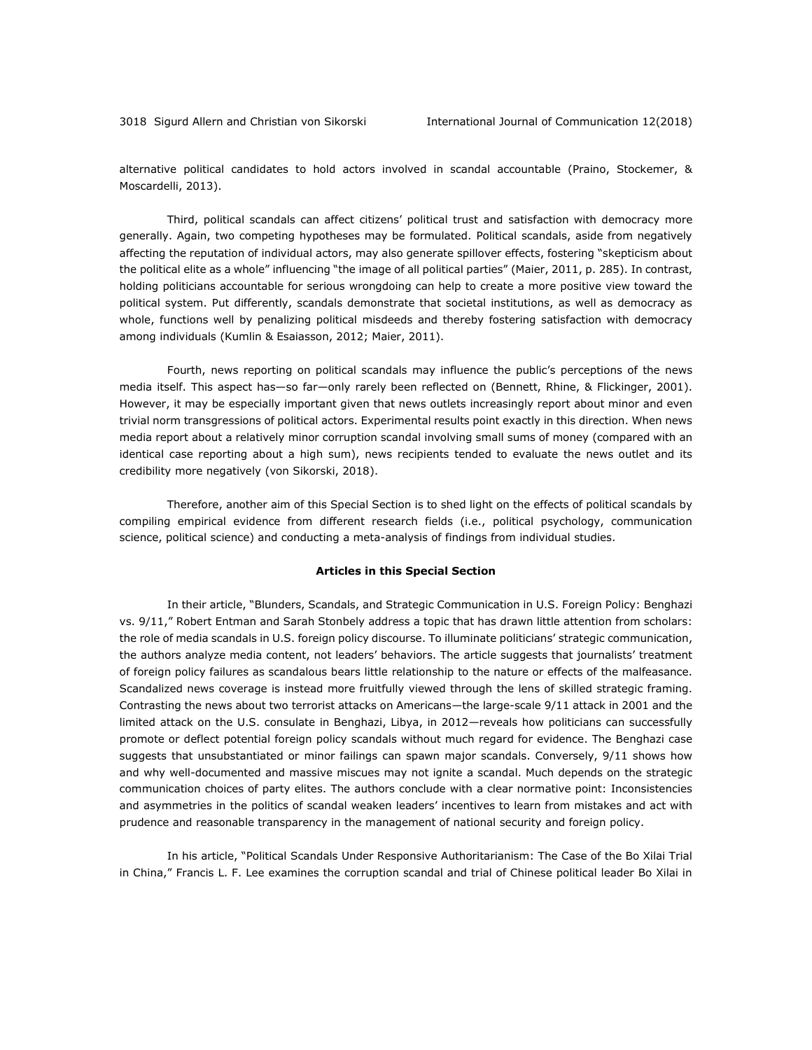alternative political candidates to hold actors involved in scandal accountable (Praino, Stockemer, & Moscardelli, 2013).

Third, political scandals can affect citizens' political trust and satisfaction with democracy more generally. Again, two competing hypotheses may be formulated. Political scandals, aside from negatively affecting the reputation of individual actors, may also generate spillover effects, fostering "skepticism about the political elite as a whole" influencing "the image of all political parties" (Maier, 2011, p. 285). In contrast, holding politicians accountable for serious wrongdoing can help to create a more positive view toward the political system. Put differently, scandals demonstrate that societal institutions, as well as democracy as whole, functions well by penalizing political misdeeds and thereby fostering satisfaction with democracy among individuals (Kumlin & Esaiasson, 2012; Maier, 2011).

Fourth, news reporting on political scandals may influence the public's perceptions of the news media itself. This aspect has—so far—only rarely been reflected on (Bennett, Rhine, & Flickinger, 2001). However, it may be especially important given that news outlets increasingly report about minor and even trivial norm transgressions of political actors. Experimental results point exactly in this direction. When news media report about a relatively minor corruption scandal involving small sums of money (compared with an identical case reporting about a high sum), news recipients tended to evaluate the news outlet and its credibility more negatively (von Sikorski, 2018).

Therefore, another aim of this Special Section is to shed light on the effects of political scandals by compiling empirical evidence from different research fields (i.e., political psychology, communication science, political science) and conducting a meta-analysis of findings from individual studies.

### Articles in this Special Section

In their article, "Blunders, Scandals, and Strategic Communication in U.S. Foreign Policy: Benghazi vs. 9/11," Robert Entman and Sarah Stonbely address a topic that has drawn little attention from scholars: the role of media scandals in U.S. foreign policy discourse. To illuminate politicians' strategic communication, the authors analyze media content, not leaders' behaviors. The article suggests that journalists' treatment of foreign policy failures as scandalous bears little relationship to the nature or effects of the malfeasance. Scandalized news coverage is instead more fruitfully viewed through the lens of skilled strategic framing. Contrasting the news about two terrorist attacks on Americans—the large-scale 9/11 attack in 2001 and the limited attack on the U.S. consulate in Benghazi, Libya, in 2012—reveals how politicians can successfully promote or deflect potential foreign policy scandals without much regard for evidence. The Benghazi case suggests that unsubstantiated or minor failings can spawn major scandals. Conversely, 9/11 shows how and why well-documented and massive miscues may not ignite a scandal. Much depends on the strategic communication choices of party elites. The authors conclude with a clear normative point: Inconsistencies and asymmetries in the politics of scandal weaken leaders' incentives to learn from mistakes and act with prudence and reasonable transparency in the management of national security and foreign policy.

In his article, "Political Scandals Under Responsive Authoritarianism: The Case of the Bo Xilai Trial in China," Francis L. F. Lee examines the corruption scandal and trial of Chinese political leader Bo Xilai in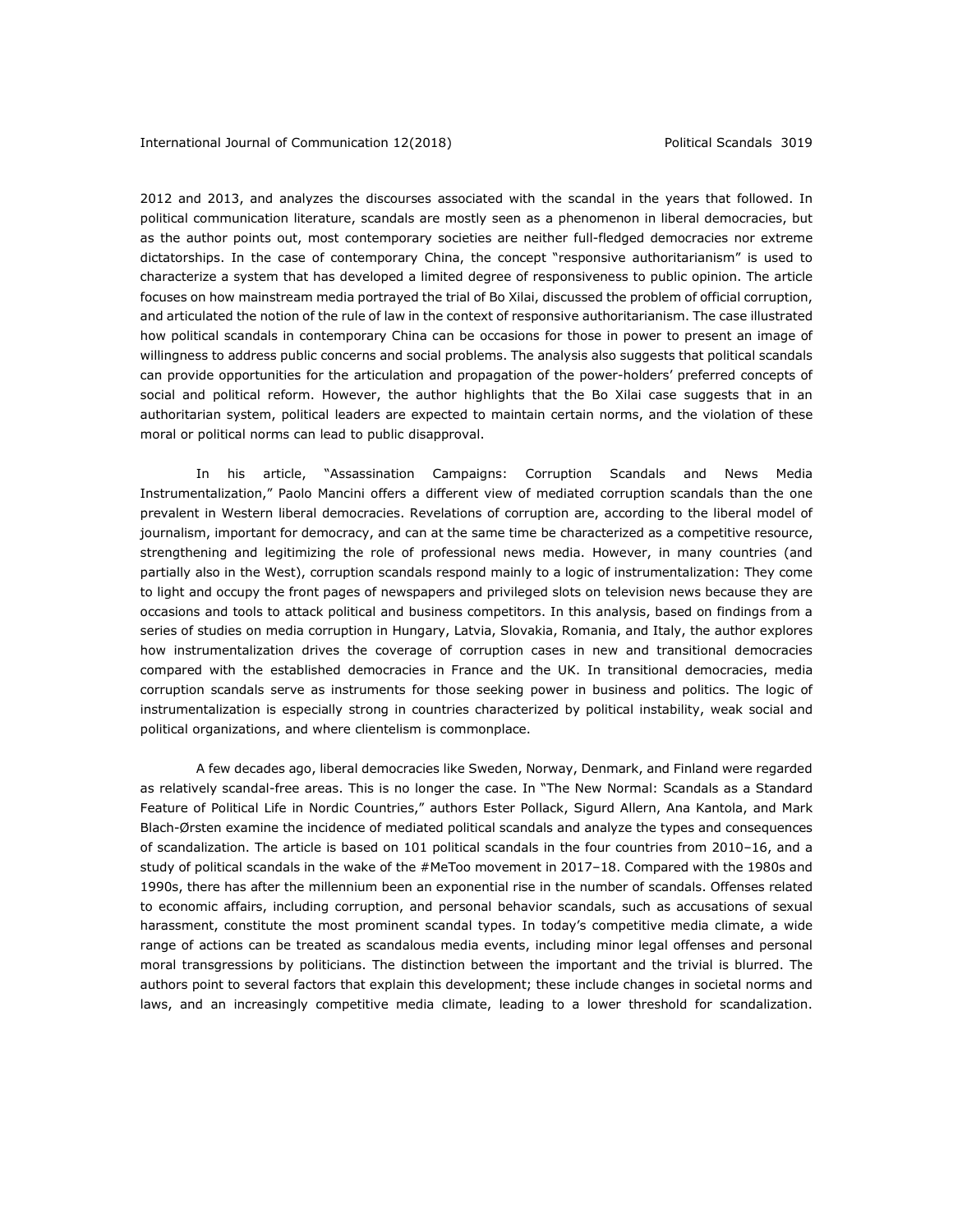2012 and 2013, and analyzes the discourses associated with the scandal in the years that followed. In political communication literature, scandals are mostly seen as a phenomenon in liberal democracies, but as the author points out, most contemporary societies are neither full-fledged democracies nor extreme dictatorships. In the case of contemporary China, the concept "responsive authoritarianism" is used to characterize a system that has developed a limited degree of responsiveness to public opinion. The article focuses on how mainstream media portrayed the trial of Bo Xilai, discussed the problem of official corruption, and articulated the notion of the rule of law in the context of responsive authoritarianism. The case illustrated how political scandals in contemporary China can be occasions for those in power to present an image of willingness to address public concerns and social problems. The analysis also suggests that political scandals can provide opportunities for the articulation and propagation of the power-holders' preferred concepts of social and political reform. However, the author highlights that the Bo Xilai case suggests that in an authoritarian system, political leaders are expected to maintain certain norms, and the violation of these moral or political norms can lead to public disapproval.

In his article, "Assassination Campaigns: Corruption Scandals and News Media Instrumentalization," Paolo Mancini offers a different view of mediated corruption scandals than the one prevalent in Western liberal democracies. Revelations of corruption are, according to the liberal model of journalism, important for democracy, and can at the same time be characterized as a competitive resource, strengthening and legitimizing the role of professional news media. However, in many countries (and partially also in the West), corruption scandals respond mainly to a logic of instrumentalization: They come to light and occupy the front pages of newspapers and privileged slots on television news because they are occasions and tools to attack political and business competitors. In this analysis, based on findings from a series of studies on media corruption in Hungary, Latvia, Slovakia, Romania, and Italy, the author explores how instrumentalization drives the coverage of corruption cases in new and transitional democracies compared with the established democracies in France and the UK. In transitional democracies, media corruption scandals serve as instruments for those seeking power in business and politics. The logic of instrumentalization is especially strong in countries characterized by political instability, weak social and political organizations, and where clientelism is commonplace.

A few decades ago, liberal democracies like Sweden, Norway, Denmark, and Finland were regarded as relatively scandal-free areas. This is no longer the case. In "The New Normal: Scandals as a Standard Feature of Political Life in Nordic Countries," authors Ester Pollack, Sigurd Allern, Ana Kantola, and Mark Blach-Ørsten examine the incidence of mediated political scandals and analyze the types and consequences of scandalization. The article is based on 101 political scandals in the four countries from 2010–16, and a study of political scandals in the wake of the #MeToo movement in 2017–18. Compared with the 1980s and 1990s, there has after the millennium been an exponential rise in the number of scandals. Offenses related to economic affairs, including corruption, and personal behavior scandals, such as accusations of sexual harassment, constitute the most prominent scandal types. In today's competitive media climate, a wide range of actions can be treated as scandalous media events, including minor legal offenses and personal moral transgressions by politicians. The distinction between the important and the trivial is blurred. The authors point to several factors that explain this development; these include changes in societal norms and laws, and an increasingly competitive media climate, leading to a lower threshold for scandalization.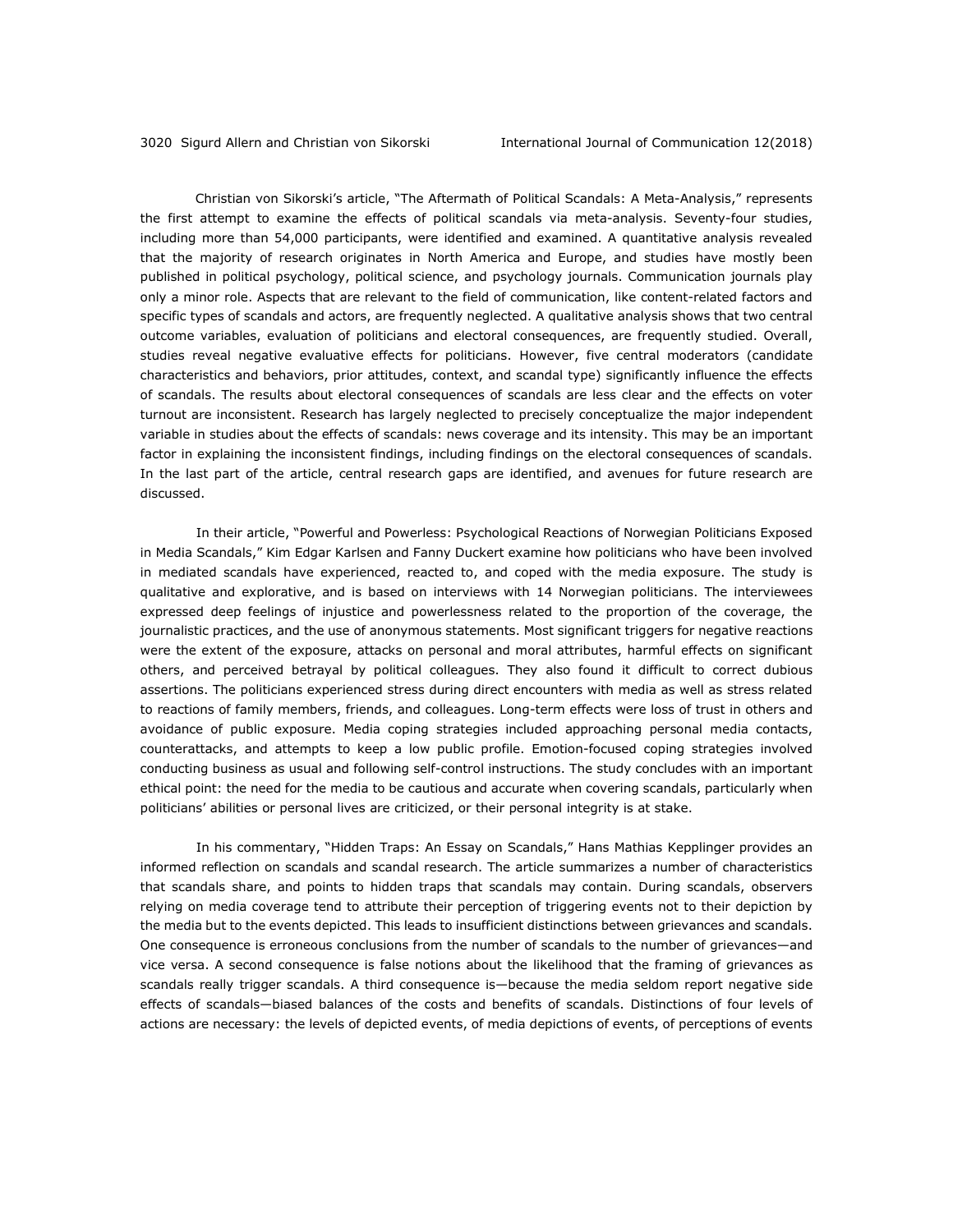Christian von Sikorski's article, "The Aftermath of Political Scandals: A Meta-Analysis," represents the first attempt to examine the effects of political scandals via meta-analysis. Seventy-four studies, including more than 54,000 participants, were identified and examined. A quantitative analysis revealed that the majority of research originates in North America and Europe, and studies have mostly been published in political psychology, political science, and psychology journals. Communication journals play only a minor role. Aspects that are relevant to the field of communication, like content-related factors and specific types of scandals and actors, are frequently neglected. A qualitative analysis shows that two central outcome variables, evaluation of politicians and electoral consequences, are frequently studied. Overall, studies reveal negative evaluative effects for politicians. However, five central moderators (candidate characteristics and behaviors, prior attitudes, context, and scandal type) significantly influence the effects of scandals. The results about electoral consequences of scandals are less clear and the effects on voter turnout are inconsistent. Research has largely neglected to precisely conceptualize the major independent variable in studies about the effects of scandals: news coverage and its intensity. This may be an important factor in explaining the inconsistent findings, including findings on the electoral consequences of scandals. In the last part of the article, central research gaps are identified, and avenues for future research are discussed.

In their article, "Powerful and Powerless: Psychological Reactions of Norwegian Politicians Exposed in Media Scandals," Kim Edgar Karlsen and Fanny Duckert examine how politicians who have been involved in mediated scandals have experienced, reacted to, and coped with the media exposure. The study is qualitative and explorative, and is based on interviews with 14 Norwegian politicians. The interviewees expressed deep feelings of injustice and powerlessness related to the proportion of the coverage, the journalistic practices, and the use of anonymous statements. Most significant triggers for negative reactions were the extent of the exposure, attacks on personal and moral attributes, harmful effects on significant others, and perceived betrayal by political colleagues. They also found it difficult to correct dubious assertions. The politicians experienced stress during direct encounters with media as well as stress related to reactions of family members, friends, and colleagues. Long-term effects were loss of trust in others and avoidance of public exposure. Media coping strategies included approaching personal media contacts, counterattacks, and attempts to keep a low public profile. Emotion-focused coping strategies involved conducting business as usual and following self-control instructions. The study concludes with an important ethical point: the need for the media to be cautious and accurate when covering scandals, particularly when politicians' abilities or personal lives are criticized, or their personal integrity is at stake.

In his commentary, "Hidden Traps: An Essay on Scandals," Hans Mathias Kepplinger provides an informed reflection on scandals and scandal research. The article summarizes a number of characteristics that scandals share, and points to hidden traps that scandals may contain. During scandals, observers relying on media coverage tend to attribute their perception of triggering events not to their depiction by the media but to the events depicted. This leads to insufficient distinctions between grievances and scandals. One consequence is erroneous conclusions from the number of scandals to the number of grievances—and vice versa. A second consequence is false notions about the likelihood that the framing of grievances as scandals really trigger scandals. A third consequence is—because the media seldom report negative side effects of scandals—biased balances of the costs and benefits of scandals. Distinctions of four levels of actions are necessary: the levels of depicted events, of media depictions of events, of perceptions of events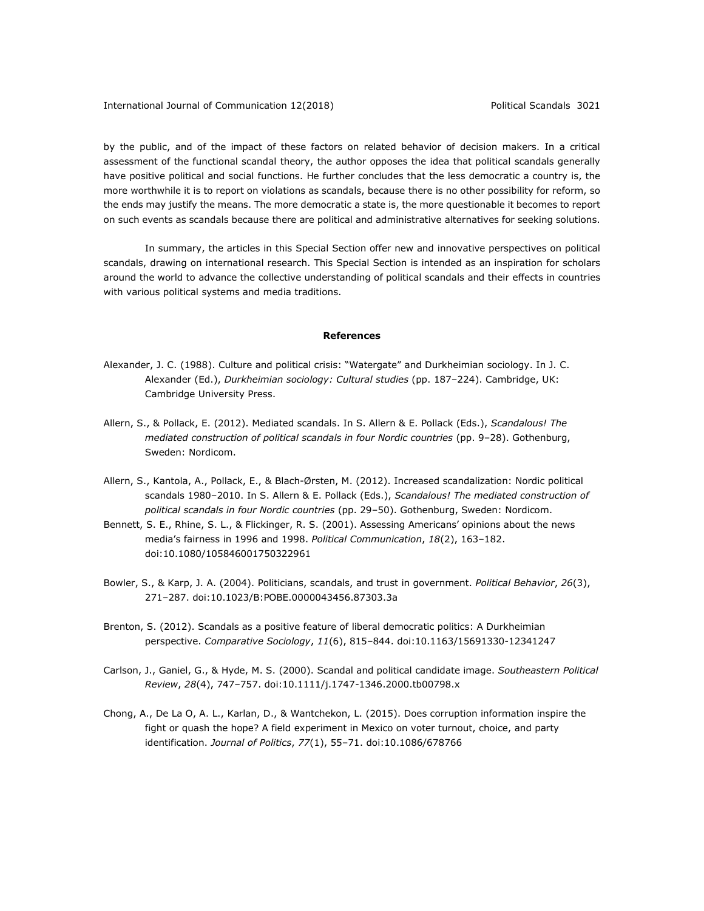by the public, and of the impact of these factors on related behavior of decision makers. In a critical assessment of the functional scandal theory, the author opposes the idea that political scandals generally have positive political and social functions. He further concludes that the less democratic a country is, the more worthwhile it is to report on violations as scandals, because there is no other possibility for reform, so the ends may justify the means. The more democratic a state is, the more questionable it becomes to report on such events as scandals because there are political and administrative alternatives for seeking solutions.

In summary, the articles in this Special Section offer new and innovative perspectives on political scandals, drawing on international research. This Special Section is intended as an inspiration for scholars around the world to advance the collective understanding of political scandals and their effects in countries with various political systems and media traditions.

**References**

Alexander, J. C. (1988). Culture and political crisis: "Watergate" and Durkheimian sociology. In J. C. Alexander (Ed.), *Durkheimian sociology: Cultural studies* (pp. 187–224). Cambridge, UK: Cambridge University Press.

Allern, S., & Pollack, E. (2012). Mediated scandals. In S. Allern & E. Pollack (Eds.), *Scandalous! The mediated construction of political scandals in four Nordic countries* (pp. 9–28). Gothenburg, Sweden: Nordicom.

Allern, S., Kantola, A., Pollack, E., & Blach-Ørsten, M. (2012). Increased scandalization: Nordic political scandals 1980–2010. In S. Allern & E. Pollack (Eds.), *Scandalous! The mediated construction of political scandals in four Nordic countries* (pp. 29–50). Gothenburg, Sweden: Nordicom.

Bennett, S. E., Rhine, S. L., & Flickinger, R. S. (2001). Assessing Americans' opinions about the news media's fairness in 1996 and 1998. *Political Communication*, *18*(2), 163–182. doi:10.1080/105846001750322961

Bowler, S., & Karp, J. A. (2004). Politicians, scandals, and trust in government. *Political Behavior*, *26*(3), 271–287. doi:10.1023/B:POBE.0000043456.87303.3a

Brenton, S. (2012). Scandals as a positive feature of liberal democratic politics: A Durkheimian perspective. *Comparative Sociology*, *11*(6), 815–844. doi:10.1163/15691330-12341247

Carlson, J., Ganiel, G., & Hyde, M. S. (2000). Scandal and political candidate image. *Southeastern Political Review*, *28*(4), 747–757. doi:10.1111/j.1747-1346.2000.tb00798.x

Chong, A., De La O, A. L., Karlan, D., & Wantchekon, L. (2015). Does corruption information inspire the fight or quash the hope? A field experiment in Mexico on voter turnout, choice, and party identification. *Journal of Politics*, *77*(1), 55–71. doi:10.1086/678766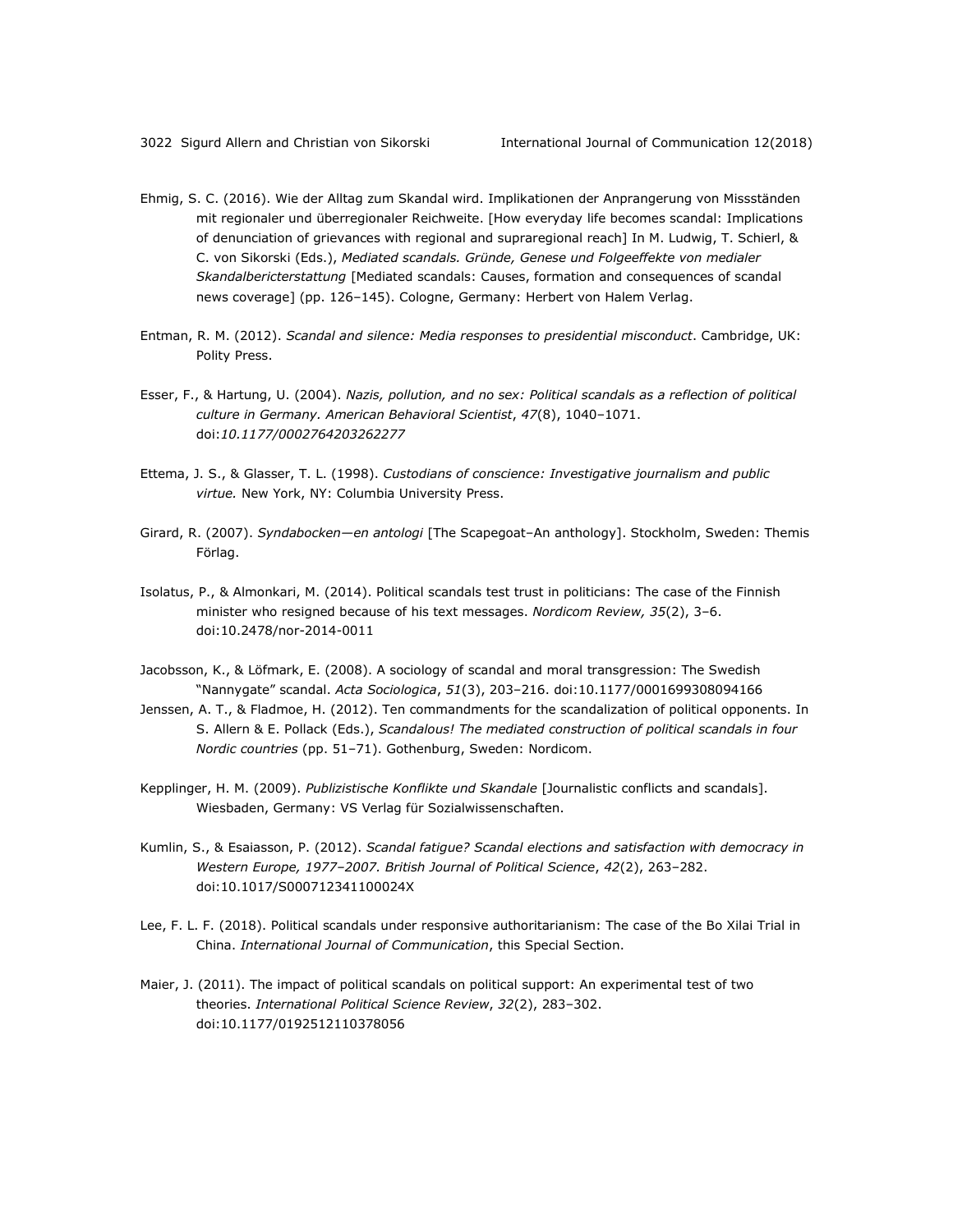Ehmig, S. C. (2016). Wie der Alltag zum Skandal wird. Implikationen der Anprangerung von Missständen mit regionaler und überregionaler Reichweite. [How everyday life becomes scandal: Implications of denunciation of grievances with regional and supraregional reach] In M. Ludwig, T. Schierl, & C. von Sikorski (Eds.), *Mediated scandals. Gründe, Genese und Folgeeffekte von medialer Skandalbericterstattung* [Mediated scandals: Causes, formation and consequences of scandal news coverage] (pp. 126–145). Cologne, Germany: Herbert von Halem Verlag.

Entman, R. M. (2012). *Scandal and silence: Media responses to presidential misconduct*. Cambridge, UK: Polity Press.

Esser, F., & Hartung, U. (2004). *Nazis, pollution, and no sex: Political scandals as a reflection of political culture in Germany*. *American Behavioral Scientist*, *47*(8), 1040–1071. doi:*10.1177/0002764203262277*

Ettema, J. S., & Glasser, T. L. (1998). *Custodians of conscience: Investigative journalism and public virtue.* New York, NY: Columbia University Press.

Girard, R. (2007). *Syndabocken—en antologi* [The Scapegoat–An anthology]. Stockholm, Sweden: Themis Förlag.

Isolatus, P., & Almonkari, M. (2014). Political scandals test trust in politicians: The case of the Finnish minister who resigned because of his text messages. *Nordicom Review, 35*(2), 3–6. doi:10.2478/nor-2014-0011

Jacobsson, K., & Löfmark, E. (2008). A sociology of scandal and moral transgression: The Swedish "Nannygate" scandal. *Acta Sociologica*, *51*(3), 203–216. doi:10.1177/0001699308094166

Jenssen, A. T., & Fladmoe, H. (2012). Ten commandments for the scandalization of political opponents. In S. Allern & E. Pollack (Eds.), *Scandalous! The mediated construction of political scandals in four Nordic countries* (pp. 51–71). Gothenburg, Sweden: Nordicom.

Kepplinger, H. M. (2009). *Publizistische Konflikte und Skandale* [Journalistic conflicts and scandals]. Wiesbaden, Germany: VS Verlag für Sozialwissenschaften.

Kumlin, S., & Esaiasson, P. (2012). *Scandal fatigue? Scandal elections and satisfaction with democracy in Western Europe, 1977–2007. British Journal of Political Science*, *42*(2), 263–282. doi:10.1017/S000712341100024X

Lee, F. L. F. (2018). Political scandals under responsive authoritarianism: The case of the Bo Xilai Trial in China. *International Journal of Communication*, this Special Section.

Maier, J. (2011). The impact of political scandals on political support: An experimental test of two theories. *International Political Science Review*, *32*(2), 283–302. doi:10.1177/0192512110378056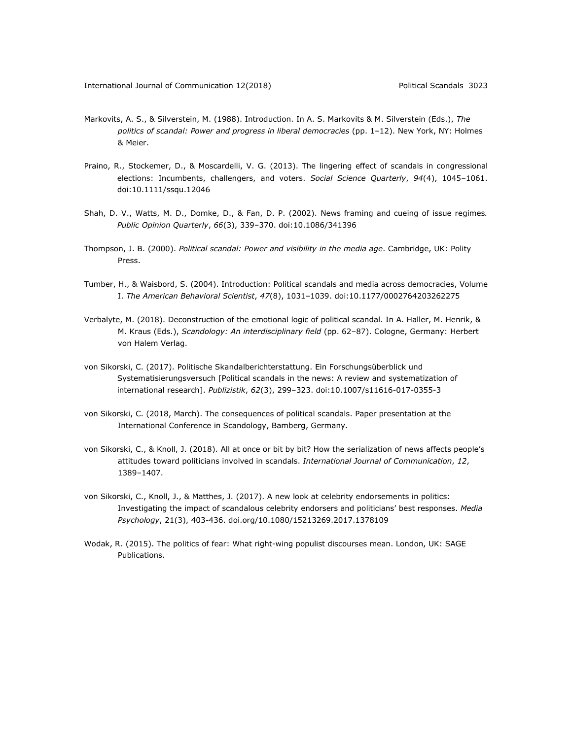Markovits, A. S., & Silverstein, M. (1988). Introduction. In A. S. Markovits & M. Silverstein (Eds.), *The politics of scandal: Power and progress in liberal democracies* (pp. 1–12). New York, NY: Holmes & Meier.

Praino, R., Stockemer, D., & Moscardelli, V. G. (2013). The lingering effect of scandals in congressional elections: Incumbents, challengers, and voters. *Social Science Quarterly*, *94*(4), 1045–1061. doi:10.1111/ssqu.12046

Shah, D. V., Watts, M. D., Domke, D., & Fan, D. P. (2002). News framing and cueing of issue regimes*.* *Public Opinion Quarterly*, *66*(3), 339–370. doi:10.1086/341396

Thompson, J. B. (2000). *Political scandal: Power and visibility in the media age*. Cambridge, UK: Polity Press.

Tumber, H., & Waisbord, S. (2004). Introduction: Political scandals and media across democracies, Volume I. *The American Behavioral Scientist*, *47*(8), 1031–1039. doi:10.1177/0002764203262275

Verbalyte, M. (2018). Deconstruction of the emotional logic of political scandal. In A. Haller, M. Henrik, & M. Kraus (Eds.), *Scandology: An interdisciplinary field* (pp. 62–87). Cologne, Germany: Herbert von Halem Verlag.

von Sikorski, C. (2017). Politische Skandalberichterstattung. Ein Forschungsüberblick und Systematisierungsversuch [Political scandals in the news: A review and systematization of international research]. *Publizistik*, *62*(3), 299–323. doi:10.1007/s11616-017-0355-3

von Sikorski, C. (2018, March). The consequences of political scandals. Paper presentation at the International Conference in Scandology, Bamberg, Germany.

von Sikorski, C., & Knoll, J. (2018). All at once or bit by bit? How the serialization of news affects people's attitudes toward politicians involved in scandals. *International Journal of Communication*, *12*, 1389–1407.

von Sikorski, C., Knoll, J., & Matthes, J. (2017). A new look at celebrity endorsements in politics: Investigating the impact of scandalous celebrity endorsers and politicians' best responses. *Media Psychology*, 21(3), 403-436. doi.org/10.1080/15213269.2017.1378109

Wodak, R. (2015). The politics of fear: What right-wing populist discourses mean. London, UK: SAGE Publications.